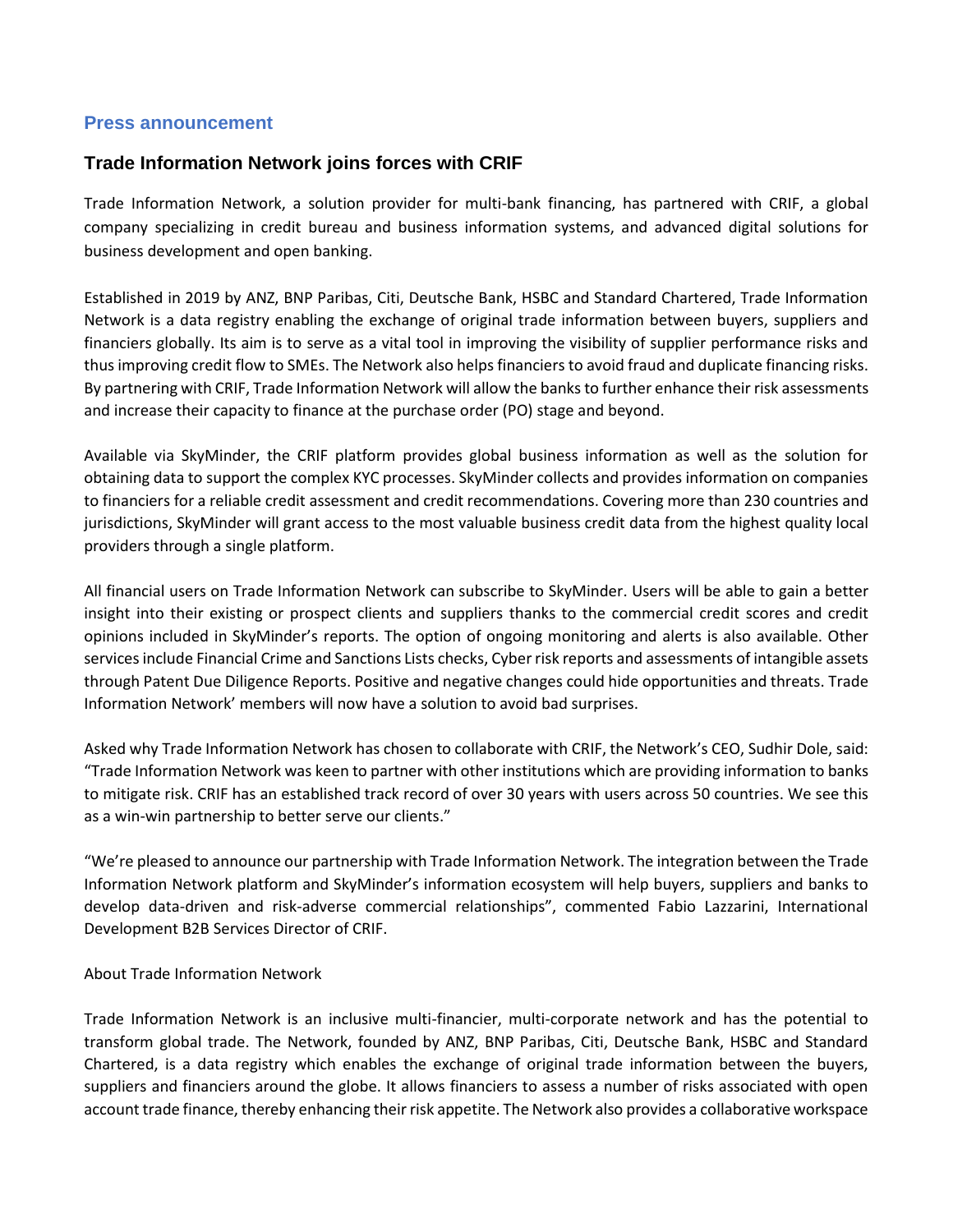## Press announcement

### Trade Information Network joins forces with CRIF

Trade Information Network, a solution provider for multi-bank financing, has partnered with CRIF, a global company specializing in credit bureau and business information systems, and advanced digital solutions for business development and open banking.

Established in 2019 by ANZ, BNP Paribas, Citi, Deutsche Bank, HSBC and Standard Chartered, Trade Information Network is a data registry enabling the exchange of original trade information between buyers, suppliers and financiers globally. Its aim is to serve as a vital tool in improving the visibility of supplier performance risks and thus improving credit flow to SMEs. The Network also helps financiers to avoid fraud and duplicate financing risks. By partnering with CRIF, Trade Information Network will allow the banks to further enhance their risk assessments and increase their capacity to finance at the purchase order (PO) stage and beyond.

Available via SkyMinder, the CRIF platform provides global business information as well as the solution for obtaining data to support the complex KYC processes. SkyMinder collects and provides information on companies to financiers for a reliable credit assessment and credit recommendations. Covering more than 230 countries and jurisdictions, SkyMinder will grant access to the most valuable business credit data from the highest quality local providers through a single platform.

All financial users on Trade Information Network can subscribe to SkyMinder. Users will be able to gain a better insight into their existing or prospect clients and suppliers thanks to the commercial credit scores and credit opinions included in SkyMinder's reports. The option of ongoing monitoring and alerts is also available. Other services include Financial Crime and Sanctions Lists checks, Cyber risk reports and assessments of intangible assets through Patent Due Diligence Reports. Positive and negative changes could hide opportunities and threats. Trade Information Network' members will now have a solution to avoid bad surprises.

Asked why Trade Information Network has chosen to collaborate with CRIF, the Network's CEO, Sudhir Dole, said: "Trade Information Network was keen to partner with other institutions which are providing information to banks to mitigate risk. CRIF has an established track record of over 30 years with users across 50 countries. We see this as a win-win partnership to better serve our clients."

"We're pleased to announce our partnership with Trade Information Network. The integration between the Trade Information Network platform and SkyMinder's information ecosystem will help buyers, suppliers and banks to develop data-driven and risk-adverse commercial relationships", commented Fabio Lazzarini, International Development B2B Services Director of CRIF.

About Trade Information Network

Trade Information Network is an inclusive multi-financier, multi-corporate network and has the potential to transform global trade. The Network, founded by ANZ, BNP Paribas, Citi, Deutsche Bank, HSBC and Standard Chartered, is a data registry which enables the exchange of original trade information between the buyers, suppliers and financiers around the globe. It allows financiers to assess a number of risks associated with open account trade finance, thereby enhancing their risk appetite. The Network also provides a collaborative workspace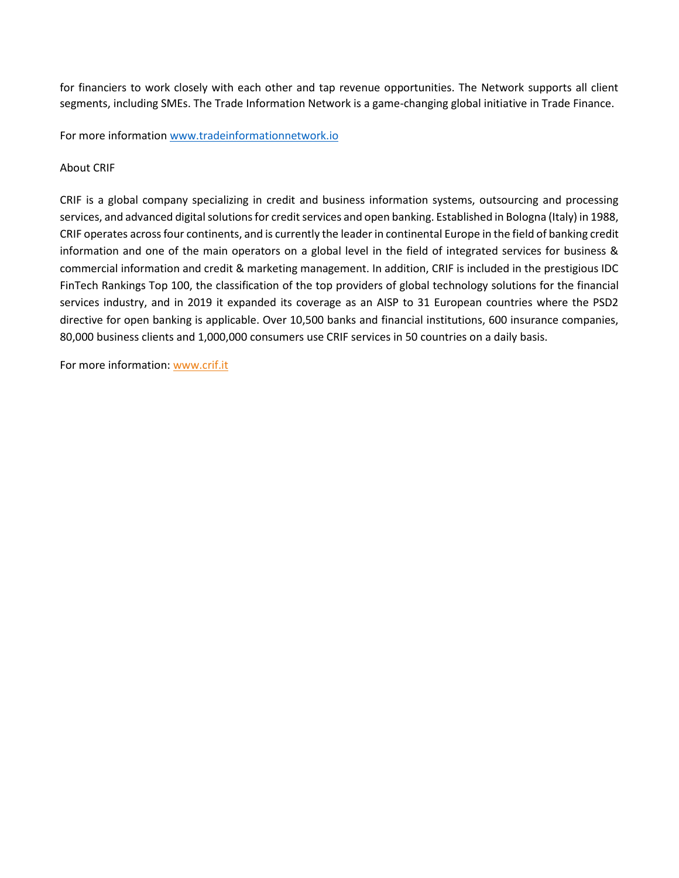for financiers to work closely with each other and tap revenue opportunities. The Network supports all client segments, including SMEs. The Trade Information Network is a game-changing global initiative in Trade Finance.

For more information [www.tradeinformationnetwork.io](http://www.tradeinformationnetwork.io)

About CRIF

CRIF is a global company specializing in credit and business information systems, outsourcing and processing services, and advanced digital solutions for credit services and open banking. Established in Bologna (Italy) in 1988, CRIF operates across four continents, and is currently the leader in continental Europe in the field of banking credit information and one of the main operators on a global level in the field of integrated services for business & commercial information and credit & marketing management. In addition, CRIF is included in the prestigious IDC FinTech Rankings Top 100, the classification of the top providers of global technology solutions for the financial services industry, and in 2019 it expanded its coverage as an AISP to 31 European countries where the PSD2 directive for open banking is applicable. Over 10,500 banks and financial institutions, 600 insurance companies, 80,000 business clients and 1,000,000 consumers use CRIF services in 50 countries on a daily basis.

For more information: [www.crif.it](http://www.crif.it)